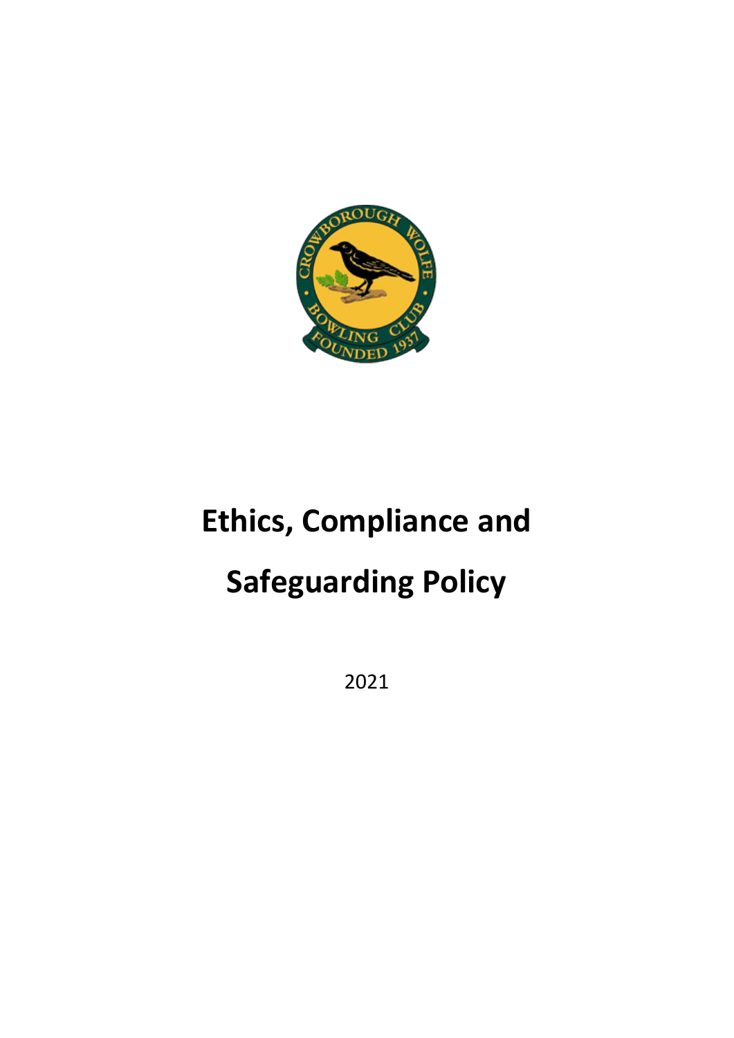# Ethics, Compliance and Safeguarding Policy

2021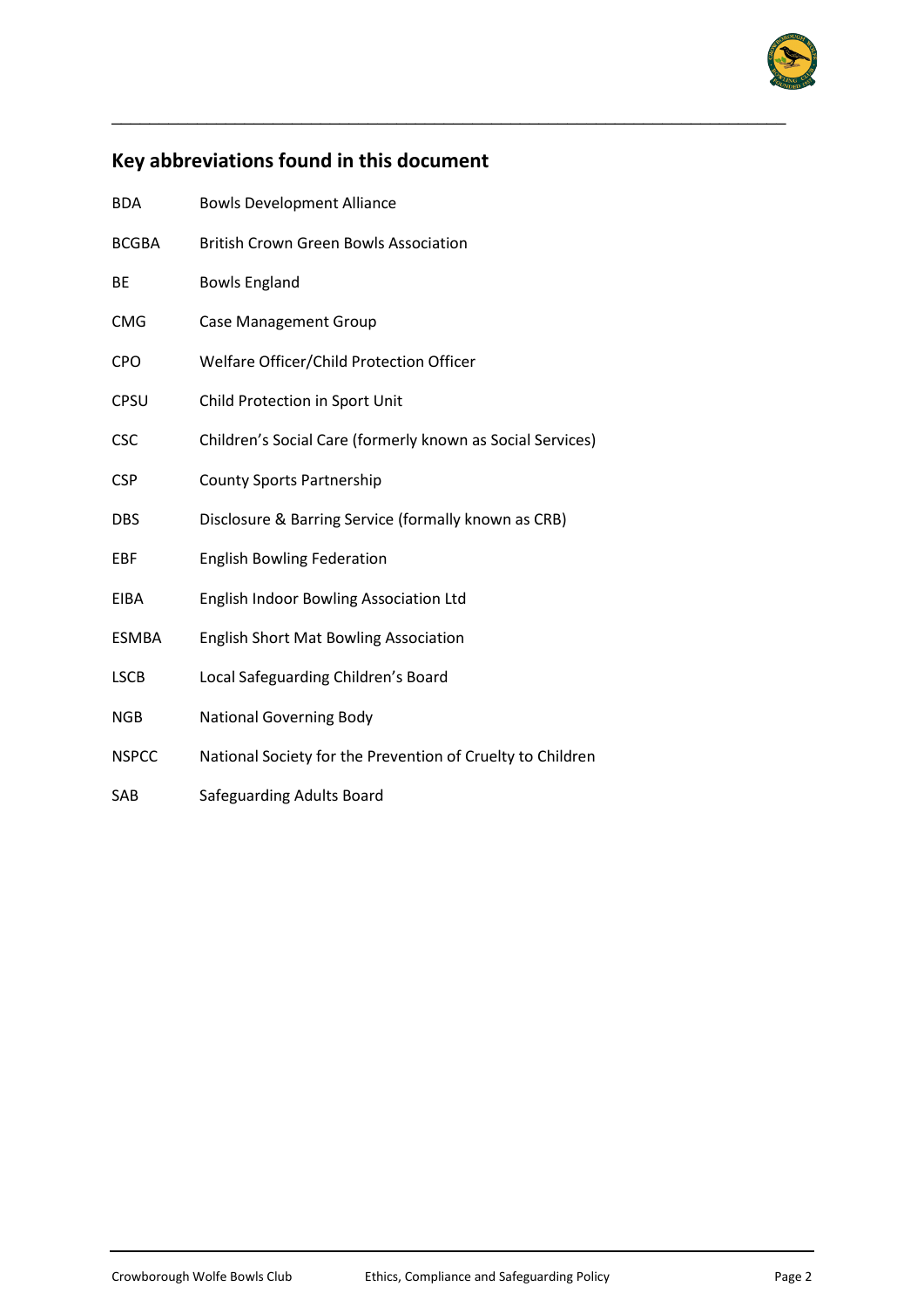## Key abbreviations found in this document

| | |
|---|---|
| BDA | Bowls Development Alliance |
| BCGBA | British Crown Green Bowls Association |
| BE | Bowls England |
| CMG | Case Management Group |
| CPO | Welfare Officer/Child Protection Officer |
| CPSU | Child Protection in Sport Unit |
| CSC | Children's Social Care (formerly known as Social Services) |
| CSP | County Sports Partnership |
| DBS | Disclosure & Barring Service (formally known as CRB) |
| EBF | English Bowling Federation |
| EIBA | English Indoor Bowling Association Ltd |
| ESMBA | English Short Mat Bowling Association |
| LSCB | Local Safeguarding Children's Board |
| NGB | National Governing Body |
| NSPCC | National Society for the Prevention of Cruelty to Children |
| SAB | Safeguarding Adults Board |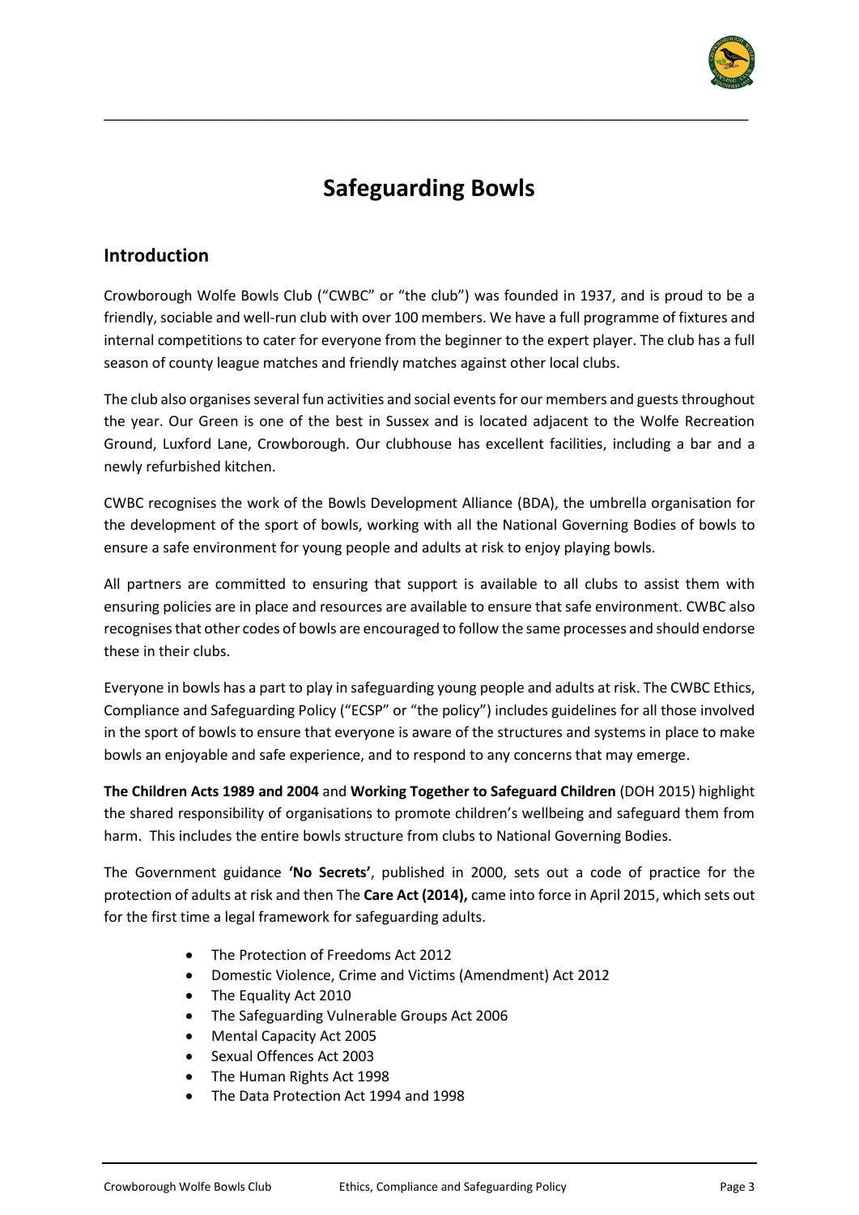# Safeguarding Bowls

## Introduction

Crowborough Wolfe Bowls Club ("CWBC" or "the club") was founded in 1937, and is proud to be a friendly, sociable and well-run club with over 100 members. We have a full programme of fixtures and internal competitions to cater for everyone from the beginner to the expert player. The club has a full season of county league matches and friendly matches against other local clubs.

The club also organises several fun activities and social events for our members and guests throughout the year. Our Green is one of the best in Sussex and is located adjacent to the Wolfe Recreation Ground, Luxford Lane, Crowborough. Our clubhouse has excellent facilities, including a bar and a newly refurbished kitchen.

CWBC recognises the work of the Bowls Development Alliance (BDA), the umbrella organisation for the development of the sport of bowls, working with all the National Governing Bodies of bowls to ensure a safe environment for young people and adults at risk to enjoy playing bowls.

All partners are committed to ensuring that support is available to all clubs to assist them with ensuring policies are in place and resources are available to ensure that safe environment. CWBC also recognises that other codes of bowls are encouraged to follow the same processes and should endorse these in their clubs.

Everyone in bowls has a part to play in safeguarding young people and adults at risk. The CWBC Ethics, Compliance and Safeguarding Policy ("ECSP" or "the policy") includes guidelines for all those involved in the sport of bowls to ensure that everyone is aware of the structures and systems in place to make bowls an enjoyable and safe experience, and to respond to any concerns that may emerge.

**The Children Acts 1989 and 2004** and **Working Together to Safeguard Children** (DOH 2015) highlight the shared responsibility of organisations to promote children's wellbeing and safeguard them from harm. This includes the entire bowls structure from clubs to National Governing Bodies.

The Government guidance **'No Secrets'**, published in 2000, sets out a code of practice for the protection of adults at risk and then The **Care Act (2014),** came into force in April 2015, which sets out for the first time a legal framework for safeguarding adults.

- The Protection of Freedoms Act 2012
- Domestic Violence, Crime and Victims (Amendment) Act 2012
- The Equality Act 2010
- The Safeguarding Vulnerable Groups Act 2006
- Mental Capacity Act 2005
- Sexual Offences Act 2003
- The Human Rights Act 1998
- The Data Protection Act 1994 and 1998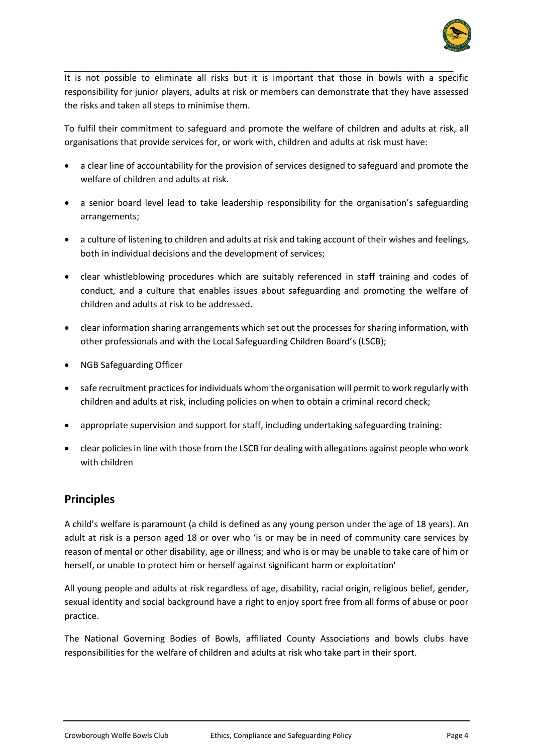It is not possible to eliminate all risks but it is important that those in bowls with a specific responsibility for junior players, adults at risk or members can demonstrate that they have assessed the risks and taken all steps to minimise them.

To fulfil their commitment to safeguard and promote the welfare of children and adults at risk, all organisations that provide services for, or work with, children and adults at risk must have:

- a clear line of accountability for the provision of services designed to safeguard and promote the welfare of children and adults at risk.
- a senior board level lead to take leadership responsibility for the organisation's safeguarding arrangements;
- a culture of listening to children and adults at risk and taking account of their wishes and feelings, both in individual decisions and the development of services;
- clear whistleblowing procedures which are suitably referenced in staff training and codes of conduct, and a culture that enables issues about safeguarding and promoting the welfare of children and adults at risk to be addressed.
- clear information sharing arrangements which set out the processes for sharing information, with other professionals and with the Local Safeguarding Children Board's (LSCB);
- NGB Safeguarding Officer
- safe recruitment practices for individuals whom the organisation will permit to work regularly with children and adults at risk, including policies on when to obtain a criminal record check;
- appropriate supervision and support for staff, including undertaking safeguarding training:
- clear policies in line with those from the LSCB for dealing with allegations against people who work with children

## Principles

A child's welfare is paramount (a child is defined as any young person under the age of 18 years). An adult at risk is a person aged 18 or over who 'is or may be in need of community care services by reason of mental or other disability, age or illness; and who is or may be unable to take care of him or herself, or unable to protect him or herself against significant harm or exploitation'

All young people and adults at risk regardless of age, disability, racial origin, religious belief, gender, sexual identity and social background have a right to enjoy sport free from all forms of abuse or poor practice.

The National Governing Bodies of Bowls, affiliated County Associations and bowls clubs have responsibilities for the welfare of children and adults at risk who take part in their sport.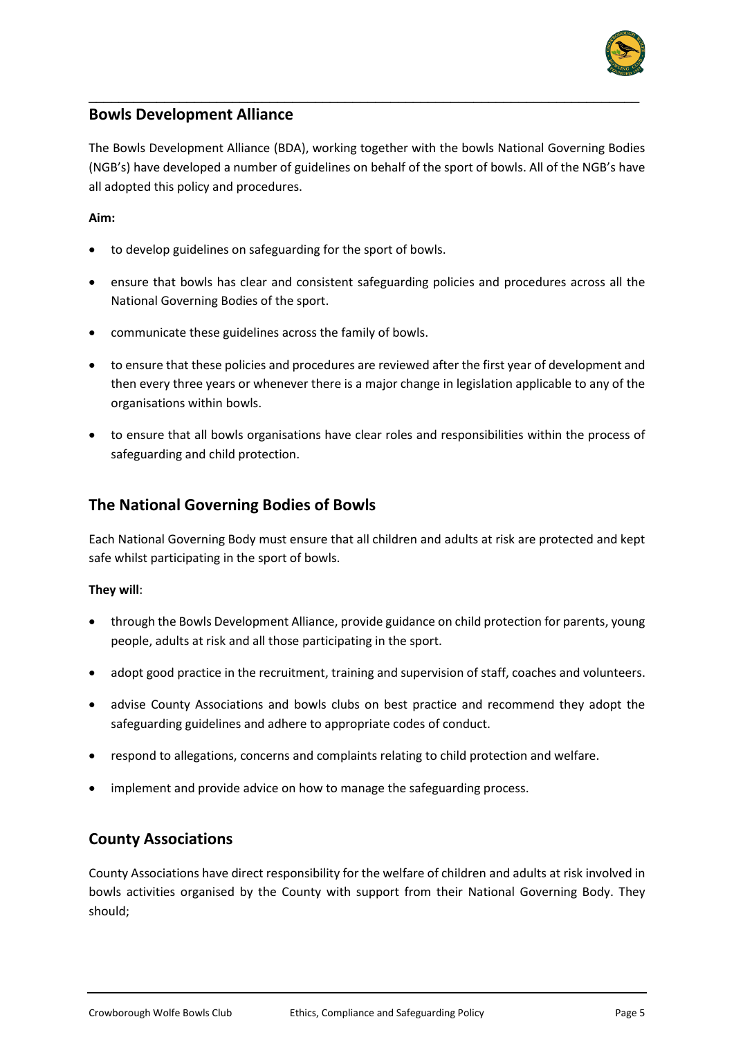## Bowls Development Alliance

The Bowls Development Alliance (BDA), working together with the bowls National Governing Bodies (NGB's) have developed a number of guidelines on behalf of the sport of bowls. All of the NGB's have all adopted this policy and procedures.

**Aim:**

- to develop guidelines on safeguarding for the sport of bowls.
- ensure that bowls has clear and consistent safeguarding policies and procedures across all the National Governing Bodies of the sport.
- communicate these guidelines across the family of bowls.
- to ensure that these policies and procedures are reviewed after the first year of development and then every three years or whenever there is a major change in legislation applicable to any of the organisations within bowls.
- to ensure that all bowls organisations have clear roles and responsibilities within the process of safeguarding and child protection.

## The National Governing Bodies of Bowls

Each National Governing Body must ensure that all children and adults at risk are protected and kept safe whilst participating in the sport of bowls.

**They will**:

- through the Bowls Development Alliance, provide guidance on child protection for parents, young people, adults at risk and all those participating in the sport.
- adopt good practice in the recruitment, training and supervision of staff, coaches and volunteers.
- advise County Associations and bowls clubs on best practice and recommend they adopt the safeguarding guidelines and adhere to appropriate codes of conduct.
- respond to allegations, concerns and complaints relating to child protection and welfare.
- implement and provide advice on how to manage the safeguarding process.

## County Associations

County Associations have direct responsibility for the welfare of children and adults at risk involved in bowls activities organised by the County with support from their National Governing Body. They should;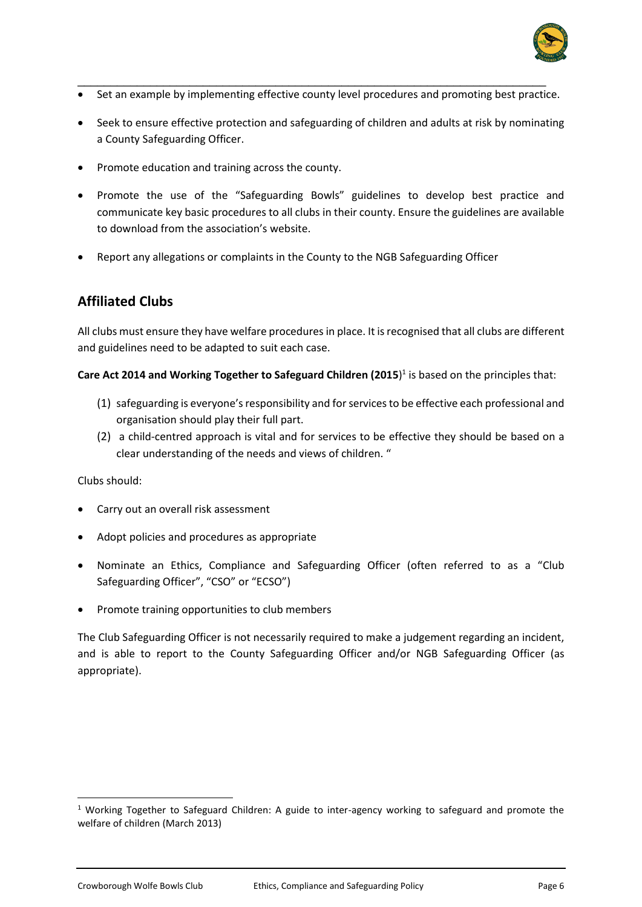- Set an example by implementing effective county level procedures and promoting best practice.
- Seek to ensure effective protection and safeguarding of children and adults at risk by nominating a County Safeguarding Officer.
- Promote education and training across the county.
- Promote the use of the "Safeguarding Bowls" guidelines to develop best practice and communicate key basic procedures to all clubs in their county. Ensure the guidelines are available to download from the association's website.
- Report any allegations or complaints in the County to the NGB Safeguarding Officer

## Affiliated Clubs

All clubs must ensure they have welfare procedures in place. It is recognised that all clubs are different and guidelines need to be adapted to suit each case.

**Care Act 2014 and Working Together to Safeguard Children (2015**)[1] is based on the principles that:

(1) safeguarding is everyone's responsibility and for services to be effective each professional and organisation should play their full part.
(2) a child-centred approach is vital and for services to be effective they should be based on a clear understanding of the needs and views of children. "

Clubs should:

- Carry out an overall risk assessment
- Adopt policies and procedures as appropriate
- Nominate an Ethics, Compliance and Safeguarding Officer (often referred to as a "Club Safeguarding Officer", "CSO" or "ECSO")
- Promote training opportunities to club members

The Club Safeguarding Officer is not necessarily required to make a judgement regarding an incident, and is able to report to the County Safeguarding Officer and/or NGB Safeguarding Officer (as appropriate).

[1] Working Together to Safeguard Children: A guide to inter-agency working to safeguard and promote the welfare of children (March 2013)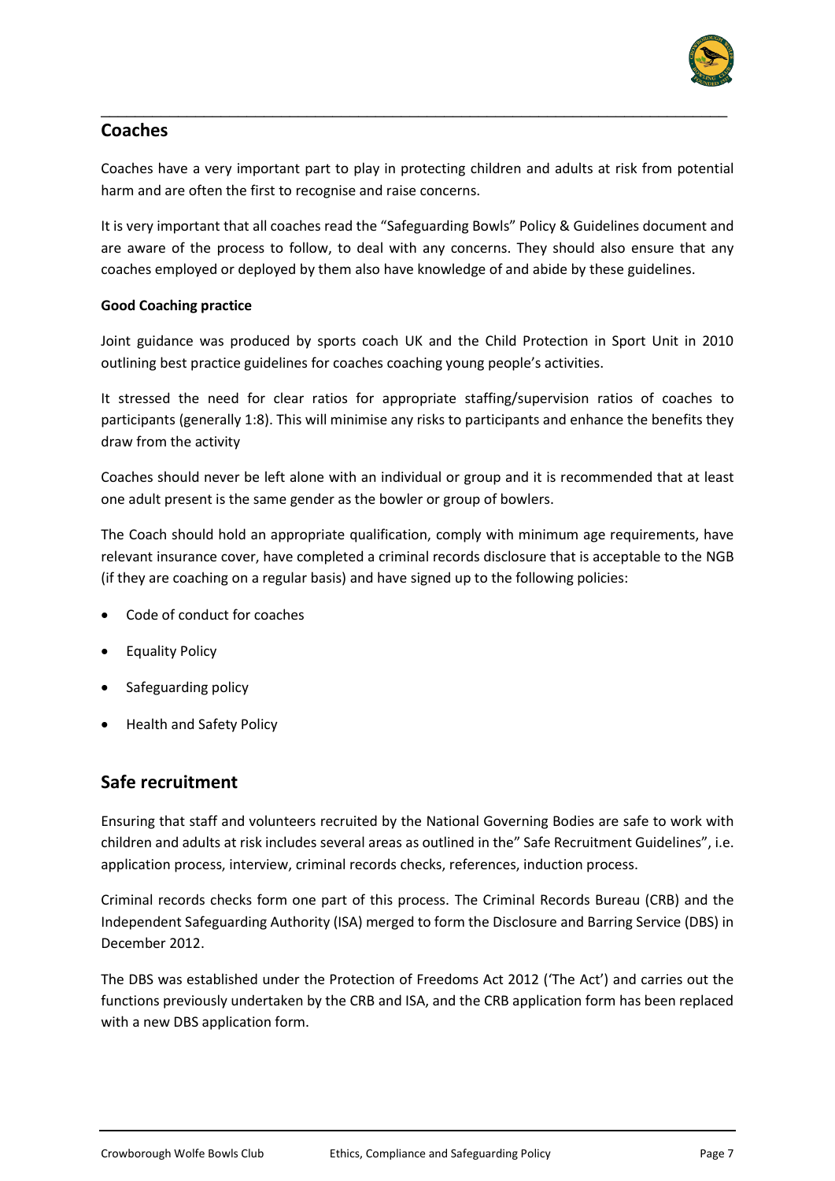## Coaches

Coaches have a very important part to play in protecting children and adults at risk from potential harm and are often the first to recognise and raise concerns.

It is very important that all coaches read the "Safeguarding Bowls" Policy & Guidelines document and are aware of the process to follow, to deal with any concerns. They should also ensure that any coaches employed or deployed by them also have knowledge of and abide by these guidelines.

**Good Coaching practice**

Joint guidance was produced by sports coach UK and the Child Protection in Sport Unit in 2010 outlining best practice guidelines for coaches coaching young people's activities.

It stressed the need for clear ratios for appropriate staffing/supervision ratios of coaches to participants (generally 1:8). This will minimise any risks to participants and enhance the benefits they draw from the activity

Coaches should never be left alone with an individual or group and it is recommended that at least one adult present is the same gender as the bowler or group of bowlers.

The Coach should hold an appropriate qualification, comply with minimum age requirements, have relevant insurance cover, have completed a criminal records disclosure that is acceptable to the NGB (if they are coaching on a regular basis) and have signed up to the following policies:

- Code of conduct for coaches
- Equality Policy
- Safeguarding policy
- Health and Safety Policy

## Safe recruitment

Ensuring that staff and volunteers recruited by the National Governing Bodies are safe to work with children and adults at risk includes several areas as outlined in the" Safe Recruitment Guidelines", i.e. application process, interview, criminal records checks, references, induction process.

Criminal records checks form one part of this process. The Criminal Records Bureau (CRB) and the Independent Safeguarding Authority (ISA) merged to form the Disclosure and Barring Service (DBS) in December 2012.

The DBS was established under the Protection of Freedoms Act 2012 ('The Act') and carries out the functions previously undertaken by the CRB and ISA, and the CRB application form has been replaced with a new DBS application form.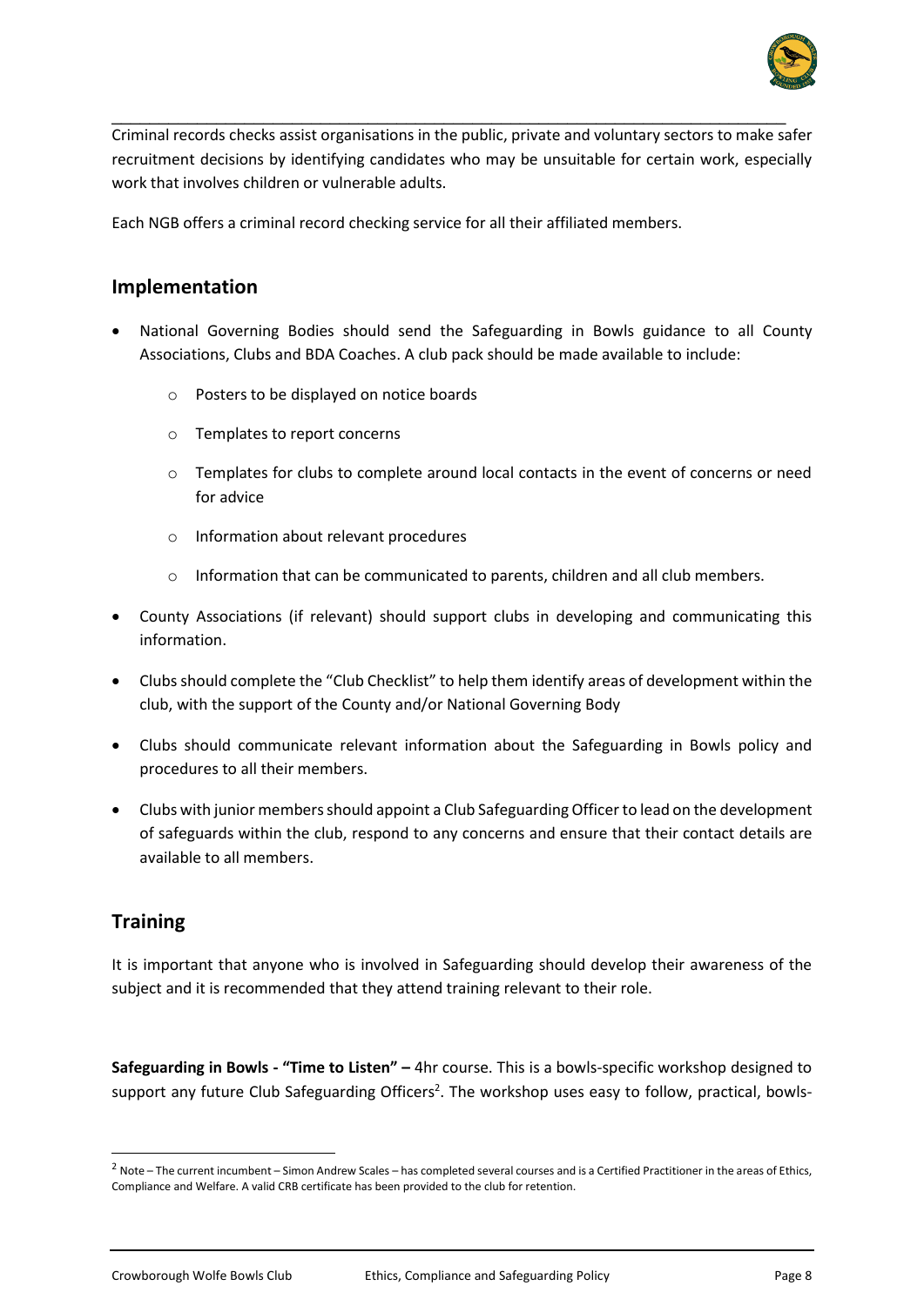Criminal records checks assist organisations in the public, private and voluntary sectors to make safer recruitment decisions by identifying candidates who may be unsuitable for certain work, especially work that involves children or vulnerable adults.

Each NGB offers a criminal record checking service for all their affiliated members.

## Implementation

- National Governing Bodies should send the Safeguarding in Bowls guidance to all County Associations, Clubs and BDA Coaches. A club pack should be made available to include:
    - Posters to be displayed on notice boards
    - Templates to report concerns
    - Templates for clubs to complete around local contacts in the event of concerns or need for advice
    - Information about relevant procedures
    - Information that can be communicated to parents, children and all club members.
- County Associations (if relevant) should support clubs in developing and communicating this information.
- Clubs should complete the "Club Checklist" to help them identify areas of development within the club, with the support of the County and/or National Governing Body
- Clubs should communicate relevant information about the Safeguarding in Bowls policy and procedures to all their members.
- Clubs with junior members should appoint a Club Safeguarding Officer to lead on the development of safeguards within the club, respond to any concerns and ensure that their contact details are available to all members.

## Training

It is important that anyone who is involved in Safeguarding should develop their awareness of the subject and it is recommended that they attend training relevant to their role.

**Safeguarding in Bowls - "Time to Listen" –** 4hr course. This is a bowls-specific workshop designed to support any future Club Safeguarding Officers[2]. The workshop uses easy to follow, practical, bowls-

[2] Note – The current incumbent – Simon Andrew Scales – has completed several courses and is a Certified Practitioner in the areas of Ethics, Compliance and Welfare. A valid CRB certificate has been provided to the club for retention.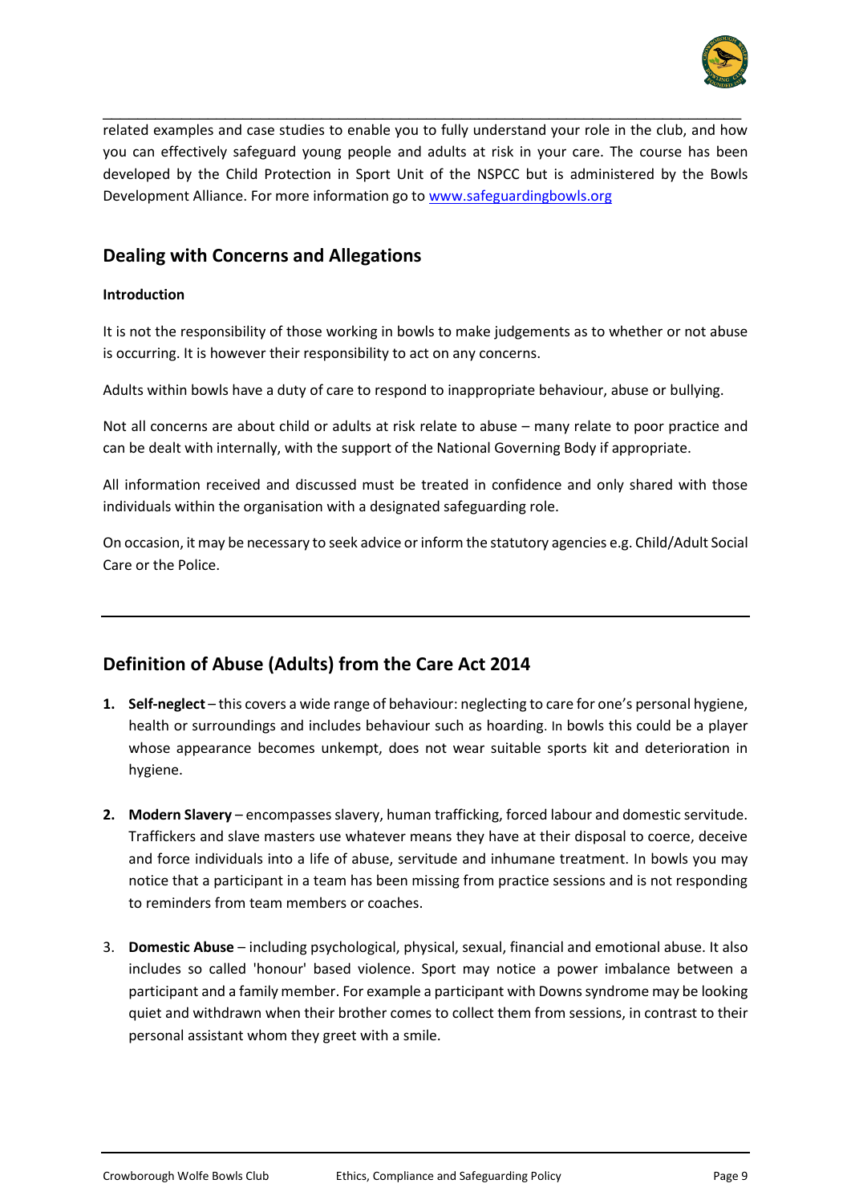related examples and case studies to enable you to fully understand your role in the club, and how you can effectively safeguard young people and adults at risk in your care. The course has been developed by the Child Protection in Sport Unit of the NSPCC but is administered by the Bowls Development Alliance. For more information go to [www.safeguardingbowls.org](www.safeguardingbowls.org)

## Dealing with Concerns and Allegations

**Introduction**

It is not the responsibility of those working in bowls to make judgements as to whether or not abuse is occurring. It is however their responsibility to act on any concerns.

Adults within bowls have a duty of care to respond to inappropriate behaviour, abuse or bullying.

Not all concerns are about child or adults at risk relate to abuse – many relate to poor practice and can be dealt with internally, with the support of the National Governing Body if appropriate.

All information received and discussed must be treated in confidence and only shared with those individuals within the organisation with a designated safeguarding role.

On occasion, it may be necessary to seek advice or inform the statutory agencies e.g. Child/Adult Social Care or the Police.

---

## Definition of Abuse (Adults) from the Care Act 2014

1. **Self-neglect** – this covers a wide range of behaviour: neglecting to care for one's personal hygiene, health or surroundings and includes behaviour such as hoarding. In bowls this could be a player whose appearance becomes unkempt, does not wear suitable sports kit and deterioration in hygiene.

2. **Modern Slavery** – encompasses slavery, human trafficking, forced labour and domestic servitude. Traffickers and slave masters use whatever means they have at their disposal to coerce, deceive and force individuals into a life of abuse, servitude and inhumane treatment. In bowls you may notice that a participant in a team has been missing from practice sessions and is not responding to reminders from team members or coaches.

3. **Domestic Abuse** – including psychological, physical, sexual, financial and emotional abuse. It also includes so called 'honour' based violence. Sport may notice a power imbalance between a participant and a family member. For example a participant with Downs syndrome may be looking quiet and withdrawn when their brother comes to collect them from sessions, in contrast to their personal assistant whom they greet with a smile.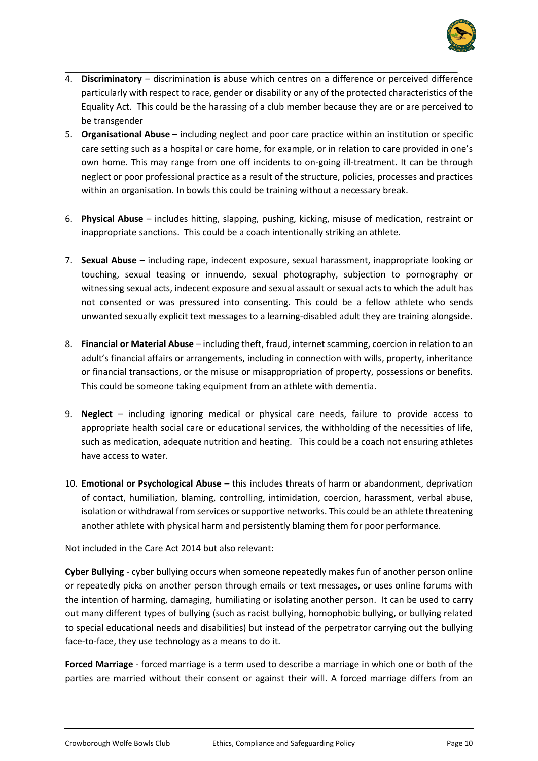4. **Discriminatory** – discrimination is abuse which centres on a difference or perceived difference particularly with respect to race, gender or disability or any of the protected characteristics of the Equality Act. This could be the harassing of a club member because they are or are perceived to be transgender
5. **Organisational Abuse** – including neglect and poor care practice within an institution or specific care setting such as a hospital or care home, for example, or in relation to care provided in one's own home. This may range from one off incidents to on-going ill-treatment. It can be through neglect or poor professional practice as a result of the structure, policies, processes and practices within an organisation. In bowls this could be training without a necessary break.
6. **Physical Abuse** – includes hitting, slapping, pushing, kicking, misuse of medication, restraint or inappropriate sanctions. This could be a coach intentionally striking an athlete.
7. **Sexual Abuse** – including rape, indecent exposure, sexual harassment, inappropriate looking or touching, sexual teasing or innuendo, sexual photography, subjection to pornography or witnessing sexual acts, indecent exposure and sexual assault or sexual acts to which the adult has not consented or was pressured into consenting. This could be a fellow athlete who sends unwanted sexually explicit text messages to a learning-disabled adult they are training alongside.
8. **Financial or Material Abuse** – including theft, fraud, internet scamming, coercion in relation to an adult's financial affairs or arrangements, including in connection with wills, property, inheritance or financial transactions, or the misuse or misappropriation of property, possessions or benefits. This could be someone taking equipment from an athlete with dementia.
9. **Neglect** – including ignoring medical or physical care needs, failure to provide access to appropriate health social care or educational services, the withholding of the necessities of life, such as medication, adequate nutrition and heating. This could be a coach not ensuring athletes have access to water.
10. **Emotional or Psychological Abuse** – this includes threats of harm or abandonment, deprivation of contact, humiliation, blaming, controlling, intimidation, coercion, harassment, verbal abuse, isolation or withdrawal from services or supportive networks. This could be an athlete threatening another athlete with physical harm and persistently blaming them for poor performance.

Not included in the Care Act 2014 but also relevant:

**Cyber Bullying** - cyber bullying occurs when someone repeatedly makes fun of another person online or repeatedly picks on another person through emails or text messages, or uses online forums with the intention of harming, damaging, humiliating or isolating another person. It can be used to carry out many different types of bullying (such as racist bullying, homophobic bullying, or bullying related to special educational needs and disabilities) but instead of the perpetrator carrying out the bullying face-to-face, they use technology as a means to do it.

**Forced Marriage** - forced marriage is a term used to describe a marriage in which one or both of the parties are married without their consent or against their will. A forced marriage differs from an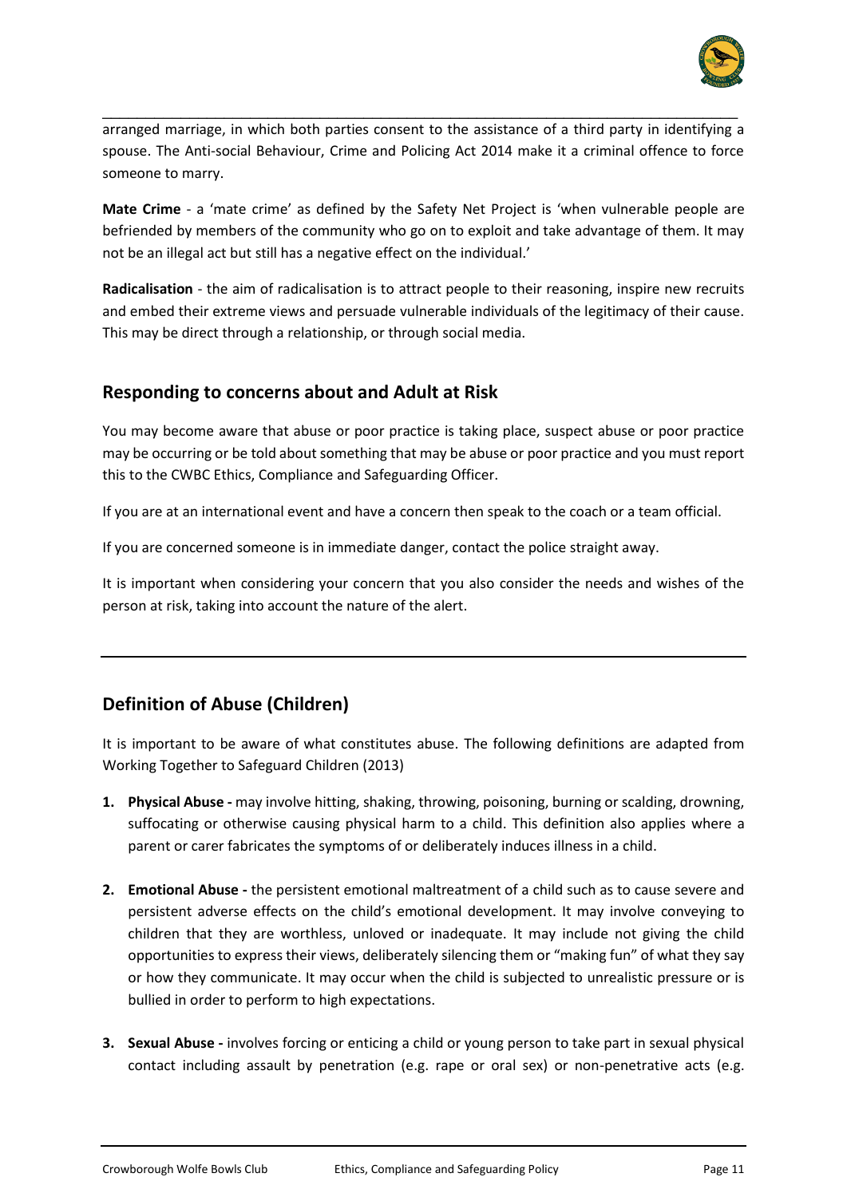arranged marriage, in which both parties consent to the assistance of a third party in identifying a spouse. The Anti-social Behaviour, Crime and Policing Act 2014 make it a criminal offence to force someone to marry.

**Mate Crime** - a 'mate crime' as defined by the Safety Net Project is 'when vulnerable people are befriended by members of the community who go on to exploit and take advantage of them. It may not be an illegal act but still has a negative effect on the individual.'

**Radicalisation** - the aim of radicalisation is to attract people to their reasoning, inspire new recruits and embed their extreme views and persuade vulnerable individuals of the legitimacy of their cause. This may be direct through a relationship, or through social media.

## Responding to concerns about and Adult at Risk

You may become aware that abuse or poor practice is taking place, suspect abuse or poor practice may be occurring or be told about something that may be abuse or poor practice and you must report this to the CWBC Ethics, Compliance and Safeguarding Officer.

If you are at an international event and have a concern then speak to the coach or a team official.

If you are concerned someone is in immediate danger, contact the police straight away.

It is important when considering your concern that you also consider the needs and wishes of the person at risk, taking into account the nature of the alert.

---

## Definition of Abuse (Children)

It is important to be aware of what constitutes abuse. The following definitions are adapted from Working Together to Safeguard Children (2013)

1. **Physical Abuse -** may involve hitting, shaking, throwing, poisoning, burning or scalding, drowning, suffocating or otherwise causing physical harm to a child. This definition also applies where a parent or carer fabricates the symptoms of or deliberately induces illness in a child.

2. **Emotional Abuse -** the persistent emotional maltreatment of a child such as to cause severe and persistent adverse effects on the child's emotional development. It may involve conveying to children that they are worthless, unloved or inadequate. It may include not giving the child opportunities to express their views, deliberately silencing them or "making fun" of what they say or how they communicate. It may occur when the child is subjected to unrealistic pressure or is bullied in order to perform to high expectations.

3. **Sexual Abuse -** involves forcing or enticing a child or young person to take part in sexual physical contact including assault by penetration (e.g. rape or oral sex) or non-penetrative acts (e.g.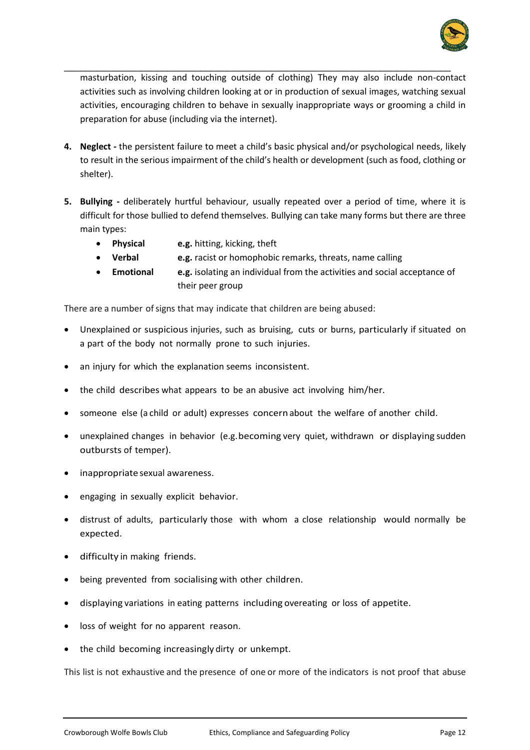masturbation, kissing and touching outside of clothing) They may also include non-contact activities such as involving children looking at or in production of sexual images, watching sexual activities, encouraging children to behave in sexually inappropriate ways or grooming a child in preparation for abuse (including via the internet).

4. **Neglect -** the persistent failure to meet a child's basic physical and/or psychological needs, likely to result in the serious impairment of the child's health or development (such as food, clothing or shelter).

5. **Bullying -** deliberately hurtful behaviour, usually repeated over a period of time, where it is difficult for those bullied to defend themselves. Bullying can take many forms but there are three main types:
   - **Physical** **e.g.** hitting, kicking, theft
   - **Verbal** **e.g.** racist or homophobic remarks, threats, name calling
   - **Emotional** **e.g.** isolating an individual from the activities and social acceptance of their peer group

There are a number of signs that may indicate that children are being abused:

- Unexplained or suspicious injuries, such as bruising, cuts or burns, particularly if situated on a part of the body not normally prone to such injuries.
- an injury for which the explanation seems inconsistent.
- the child describes what appears to be an abusive act involving him/her.
- someone else (a child or adult) expresses concern about the welfare of another child.
- unexplained changes in behavior (e.g. becoming very quiet, withdrawn or displaying sudden outbursts of temper).
- inappropriate sexual awareness.
- engaging in sexually explicit behavior.
- distrust of adults, particularly those with whom a close relationship would normally be expected.
- difficulty in making friends.
- being prevented from socialising with other children.
- displaying variations in eating patterns including overeating or loss of appetite.
- loss of weight for no apparent reason.
- the child becoming increasingly dirty or unkempt.

This list is not exhaustive and the presence of one or more of the indicators is not proof that abuse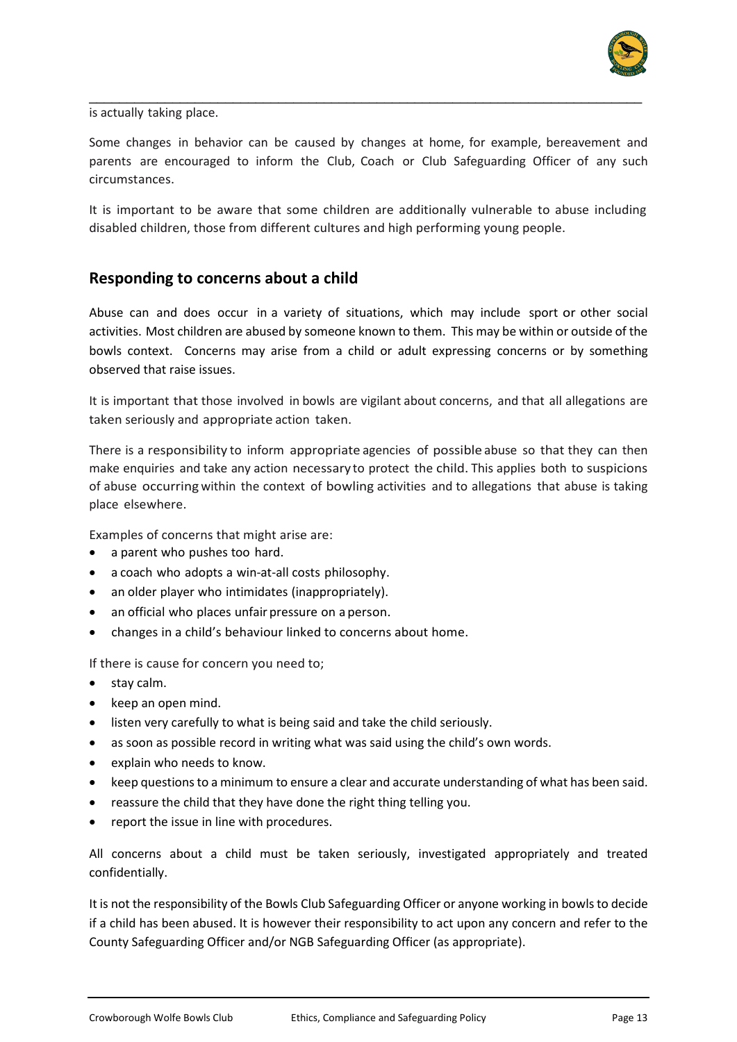is actually taking place.

Some changes in behavior can be caused by changes at home, for example, bereavement and parents are encouraged to inform the Club, Coach or Club Safeguarding Officer of any such circumstances.

It is important to be aware that some children are additionally vulnerable to abuse including disabled children, those from different cultures and high performing young people.

## Responding to concerns about a child

Abuse can and does occur in a variety of situations, which may include sport or other social activities. Most children are abused by someone known to them. This may be within or outside of the bowls context. Concerns may arise from a child or adult expressing concerns or by something observed that raise issues.

It is important that those involved in bowls are vigilant about concerns, and that all allegations are taken seriously and appropriate action taken.

There is a responsibility to inform appropriate agencies of possible abuse so that they can then make enquiries and take any action necessary to protect the child. This applies both to suspicions of abuse occurring within the context of bowling activities and to allegations that abuse is taking place elsewhere.

Examples of concerns that might arise are:

- a parent who pushes too hard.
- a coach who adopts a win-at-all costs philosophy.
- an older player who intimidates (inappropriately).
- an official who places unfair pressure on a person.
- changes in a child's behaviour linked to concerns about home.

If there is cause for concern you need to;

- stay calm.
- keep an open mind.
- listen very carefully to what is being said and take the child seriously.
- as soon as possible record in writing what was said using the child's own words.
- explain who needs to know.
- keep questions to a minimum to ensure a clear and accurate understanding of what has been said.
- reassure the child that they have done the right thing telling you.
- report the issue in line with procedures.

All concerns about a child must be taken seriously, investigated appropriately and treated confidentially.

It is not the responsibility of the Bowls Club Safeguarding Officer or anyone working in bowls to decide if a child has been abused. It is however their responsibility to act upon any concern and refer to the County Safeguarding Officer and/or NGB Safeguarding Officer (as appropriate).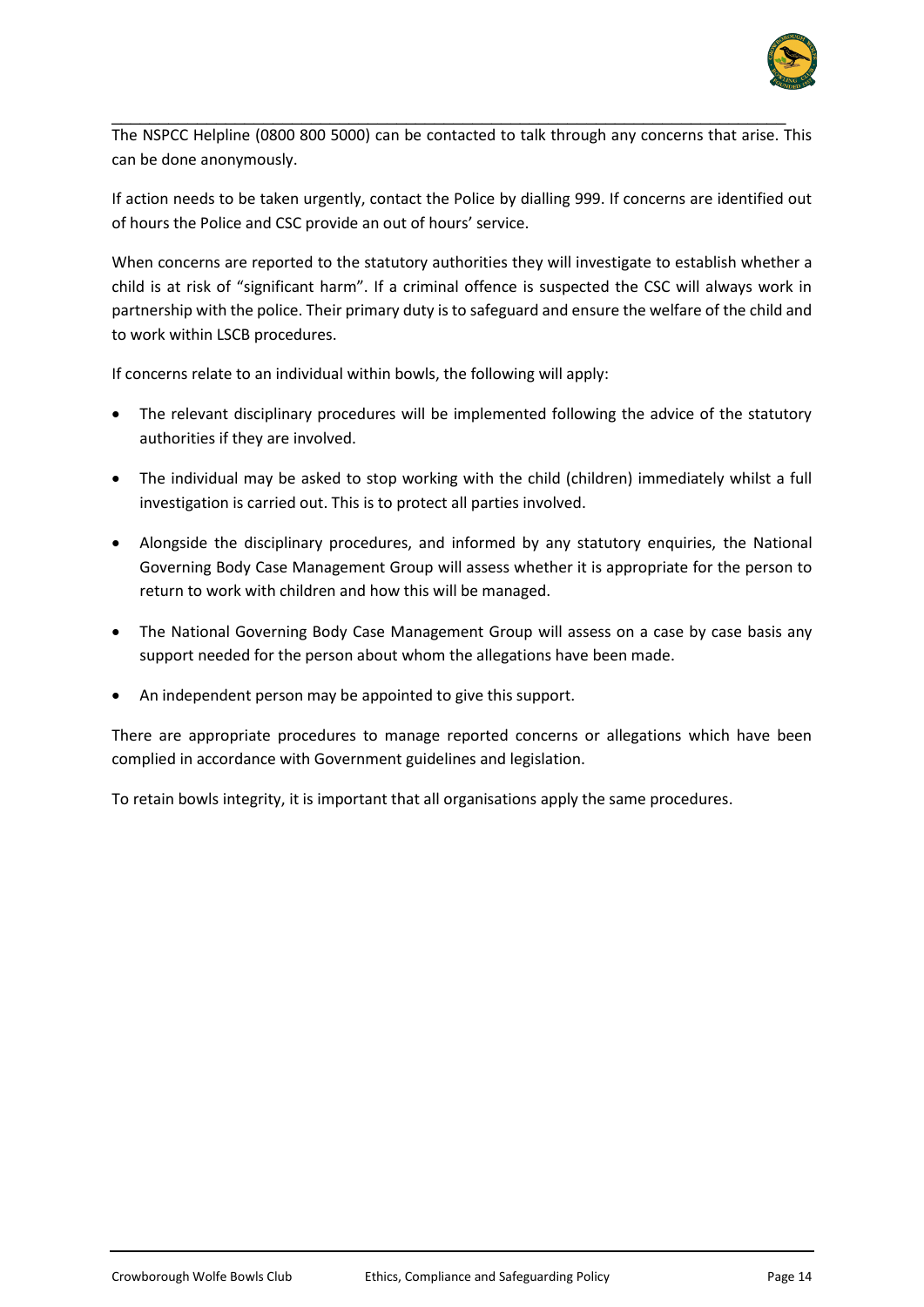The NSPCC Helpline (0800 800 5000) can be contacted to talk through any concerns that arise. This can be done anonymously.

If action needs to be taken urgently, contact the Police by dialling 999. If concerns are identified out of hours the Police and CSC provide an out of hours' service.

When concerns are reported to the statutory authorities they will investigate to establish whether a child is at risk of "significant harm". If a criminal offence is suspected the CSC will always work in partnership with the police. Their primary duty is to safeguard and ensure the welfare of the child and to work within LSCB procedures.

If concerns relate to an individual within bowls, the following will apply:

- The relevant disciplinary procedures will be implemented following the advice of the statutory authorities if they are involved.
- The individual may be asked to stop working with the child (children) immediately whilst a full investigation is carried out. This is to protect all parties involved.
- Alongside the disciplinary procedures, and informed by any statutory enquiries, the National Governing Body Case Management Group will assess whether it is appropriate for the person to return to work with children and how this will be managed.
- The National Governing Body Case Management Group will assess on a case by case basis any support needed for the person about whom the allegations have been made.
- An independent person may be appointed to give this support.

There are appropriate procedures to manage reported concerns or allegations which have been complied in accordance with Government guidelines and legislation.

To retain bowls integrity, it is important that all organisations apply the same procedures.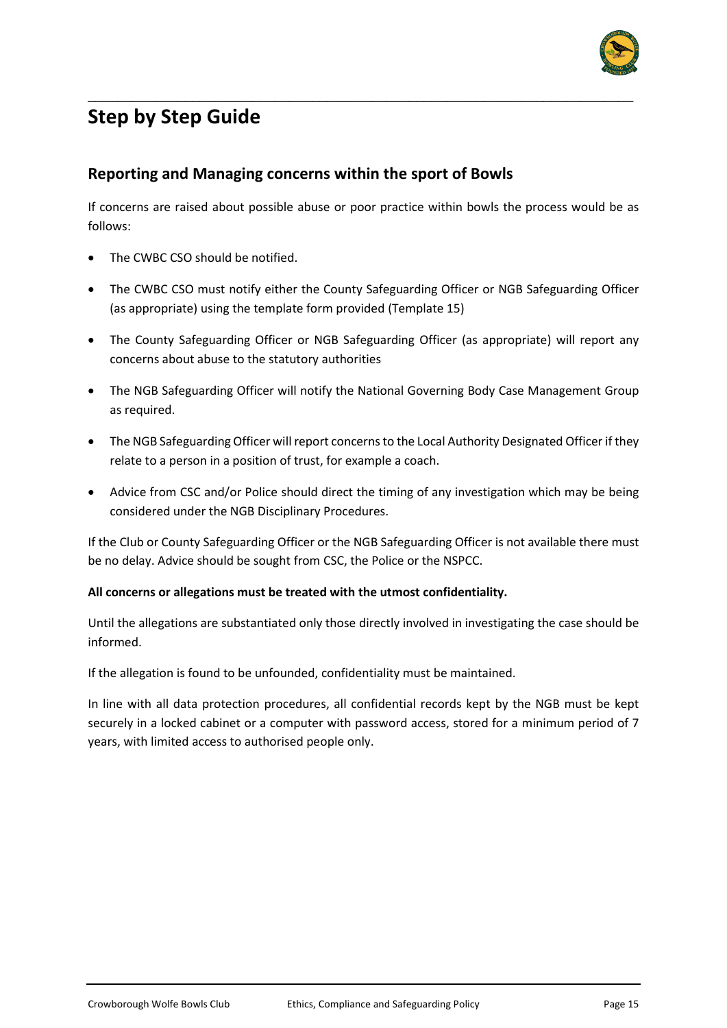# Step by Step Guide

## Reporting and Managing concerns within the sport of Bowls

If concerns are raised about possible abuse or poor practice within bowls the process would be as follows:

- The CWBC CSO should be notified.
- The CWBC CSO must notify either the County Safeguarding Officer or NGB Safeguarding Officer (as appropriate) using the template form provided (Template 15)
- The County Safeguarding Officer or NGB Safeguarding Officer (as appropriate) will report any concerns about abuse to the statutory authorities
- The NGB Safeguarding Officer will notify the National Governing Body Case Management Group as required.
- The NGB Safeguarding Officer will report concerns to the Local Authority Designated Officer if they relate to a person in a position of trust, for example a coach.
- Advice from CSC and/or Police should direct the timing of any investigation which may be being considered under the NGB Disciplinary Procedures.

If the Club or County Safeguarding Officer or the NGB Safeguarding Officer is not available there must be no delay. Advice should be sought from CSC, the Police or the NSPCC.

**All concerns or allegations must be treated with the utmost confidentiality.**

Until the allegations are substantiated only those directly involved in investigating the case should be informed.

If the allegation is found to be unfounded, confidentiality must be maintained.

In line with all data protection procedures, all confidential records kept by the NGB must be kept securely in a locked cabinet or a computer with password access, stored for a minimum period of 7 years, with limited access to authorised people only.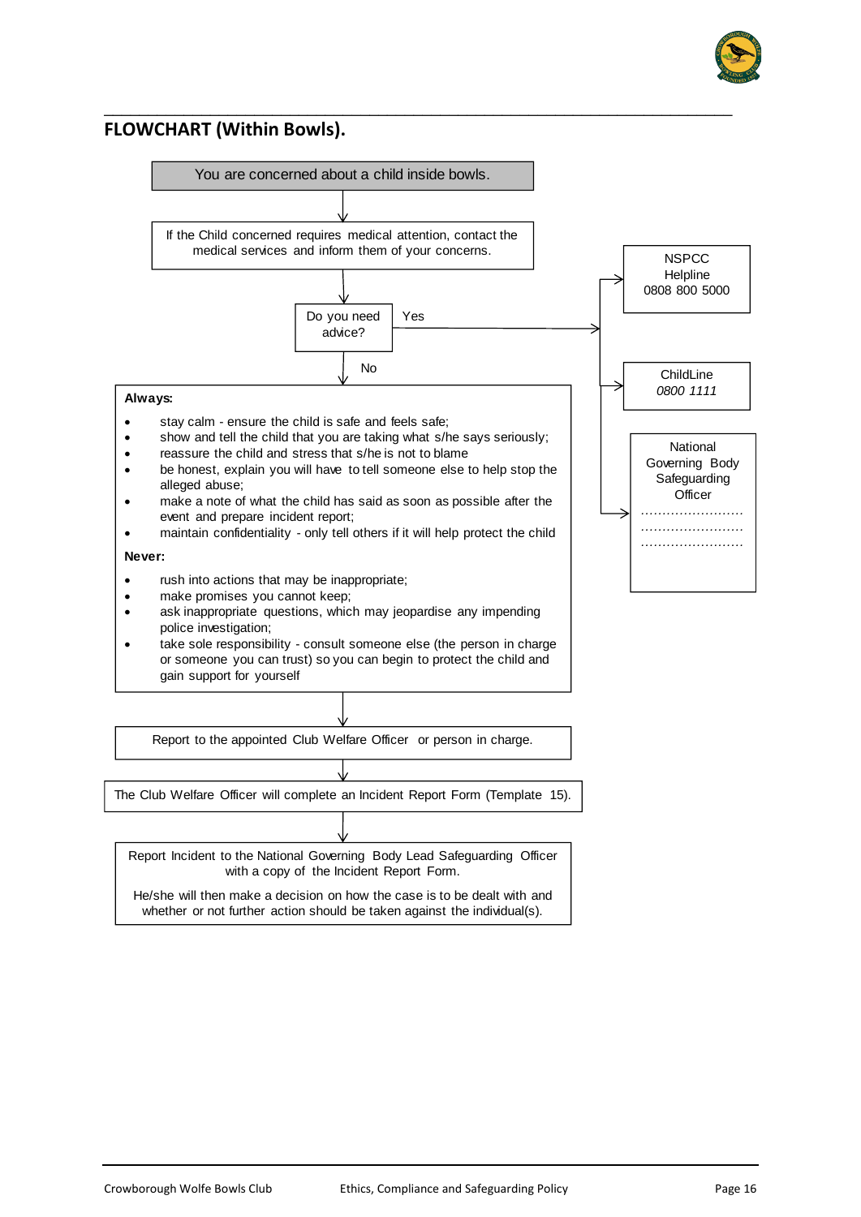## FLOWCHART (Within Bowls).

You are concerned about a child inside bowls.

If the Child concerned requires medical attention, contact the medical services and inform them of your concerns.

Do you need advice?

Yes →

NSPCC Helpline 0808 800 5000

ChildLine *0800 1111*

National Governing Body Safeguarding Officer
……………………
……………………
……………………

No ↓

**Always:**

- stay calm - ensure the child is safe and feels safe;
- show and tell the child that you are taking what s/he says seriously;
- reassure the child and stress that s/he is not to blame
- be honest, explain you will have to tell someone else to help stop the alleged abuse;
- make a note of what the child has said as soon as possible after the event and prepare incident report;
- maintain confidentiality - only tell others if it will help protect the child

**Never:**

- rush into actions that may be inappropriate;
- make promises you cannot keep;
- ask inappropriate questions, which may jeopardise any impending police investigation;
- take sole responsibility - consult someone else (the person in charge or someone you can trust) so you can begin to protect the child and gain support for yourself

Report to the appointed Club Welfare Officer or person in charge.

The Club Welfare Officer will complete an Incident Report Form (Template 15).

Report Incident to the National Governing Body Lead Safeguarding Officer with a copy of the Incident Report Form.

He/she will then make a decision on how the case is to be dealt with and whether or not further action should be taken against the individual(s).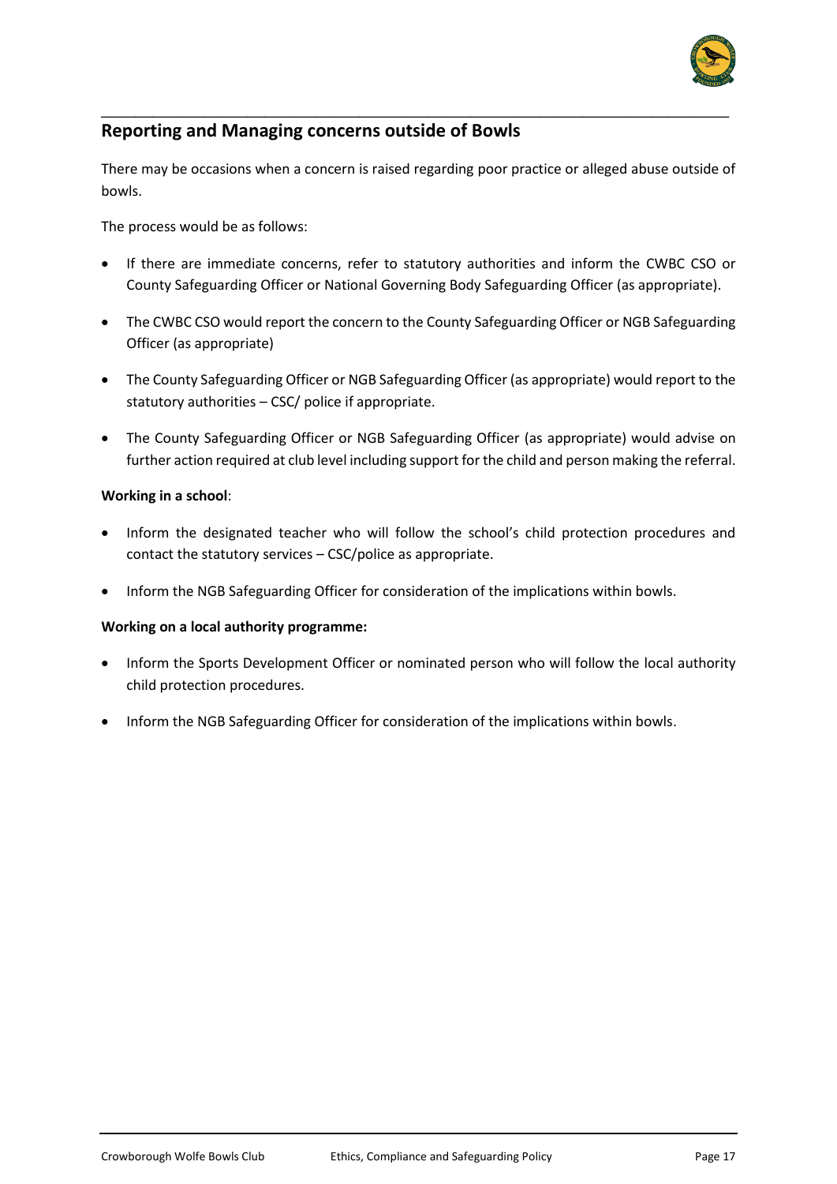## Reporting and Managing concerns outside of Bowls

There may be occasions when a concern is raised regarding poor practice or alleged abuse outside of bowls.

The process would be as follows:

- If there are immediate concerns, refer to statutory authorities and inform the CWBC CSO or County Safeguarding Officer or National Governing Body Safeguarding Officer (as appropriate).
- The CWBC CSO would report the concern to the County Safeguarding Officer or NGB Safeguarding Officer (as appropriate)
- The County Safeguarding Officer or NGB Safeguarding Officer (as appropriate) would report to the statutory authorities – CSC/ police if appropriate.
- The County Safeguarding Officer or NGB Safeguarding Officer (as appropriate) would advise on further action required at club level including support for the child and person making the referral.

**Working in a school**:

- Inform the designated teacher who will follow the school's child protection procedures and contact the statutory services – CSC/police as appropriate.
- Inform the NGB Safeguarding Officer for consideration of the implications within bowls.

**Working on a local authority programme:**

- Inform the Sports Development Officer or nominated person who will follow the local authority child protection procedures.
- Inform the NGB Safeguarding Officer for consideration of the implications within bowls.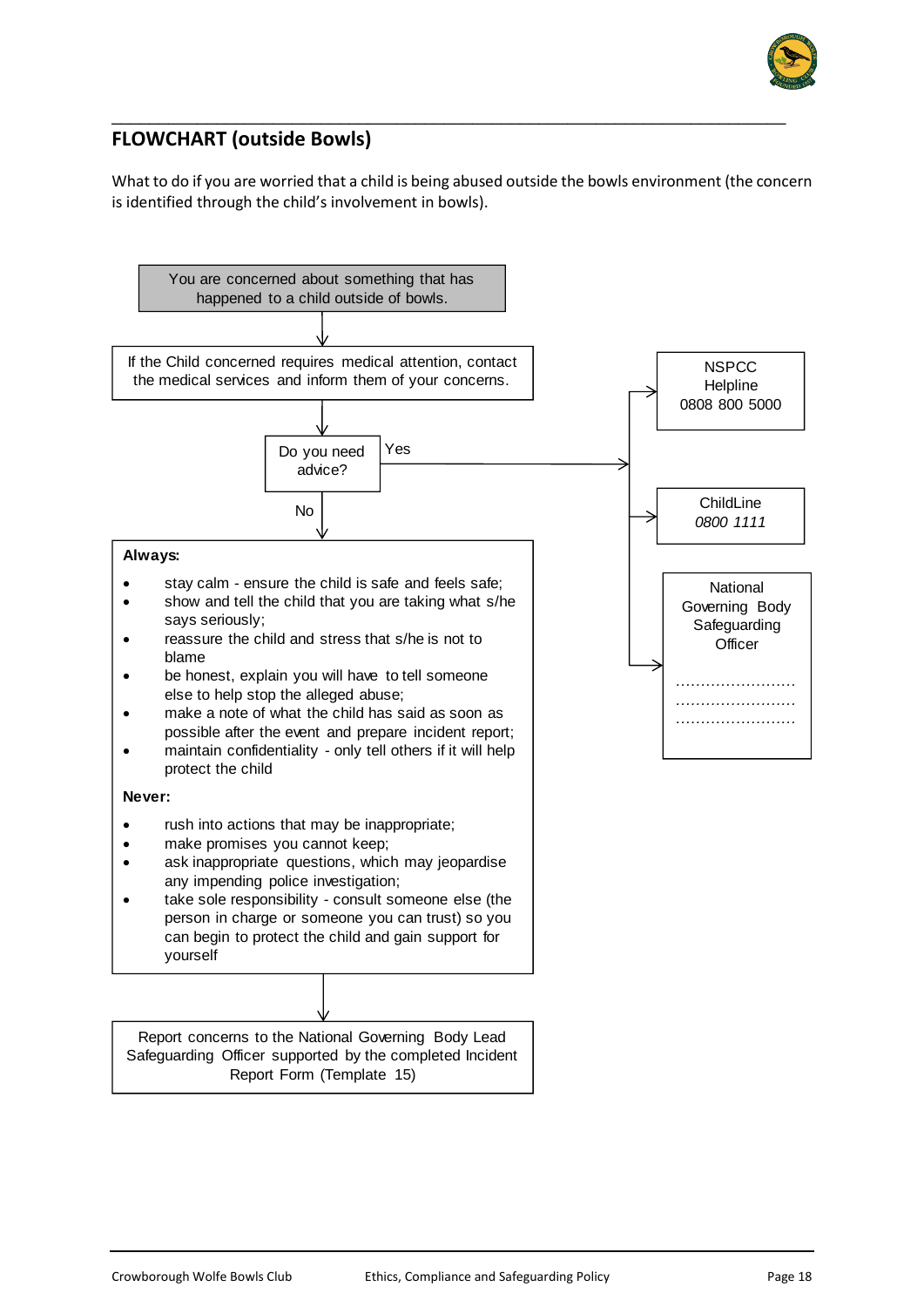## FLOWCHART (outside Bowls)

What to do if you are worried that a child is being abused outside the bowls environment (the concern is identified through the child's involvement in bowls).

You are concerned about something that has happened to a child outside of bowls.

↓

If the Child concerned requires medical attention, contact the medical services and inform them of your concerns.

↓

**Do you need advice?**

**Yes** →

- NSPCC Helpline 0808 800 5000
- ChildLine *0800 1111*
- National Governing Body Safeguarding Officer
  ……………………
  ……………………
  ……………………

**No** ↓

**Always:**

- stay calm - ensure the child is safe and feels safe;
- show and tell the child that you are taking what s/he says seriously;
- reassure the child and stress that s/he is not to blame
- be honest, explain you will have to tell someone else to help stop the alleged abuse;
- make a note of what the child has said as soon as possible after the event and prepare incident report;
- maintain confidentiality - only tell others if it will help protect the child

**Never:**

- rush into actions that may be inappropriate;
- make promises you cannot keep;
- ask inappropriate questions, which may jeopardise any impending police investigation;
- take sole responsibility - consult someone else (the person in charge or someone you can trust) so you can begin to protect the child and gain support for yourself

↓

Report concerns to the National Governing Body Lead Safeguarding Officer supported by the completed Incident Report Form (Template 15)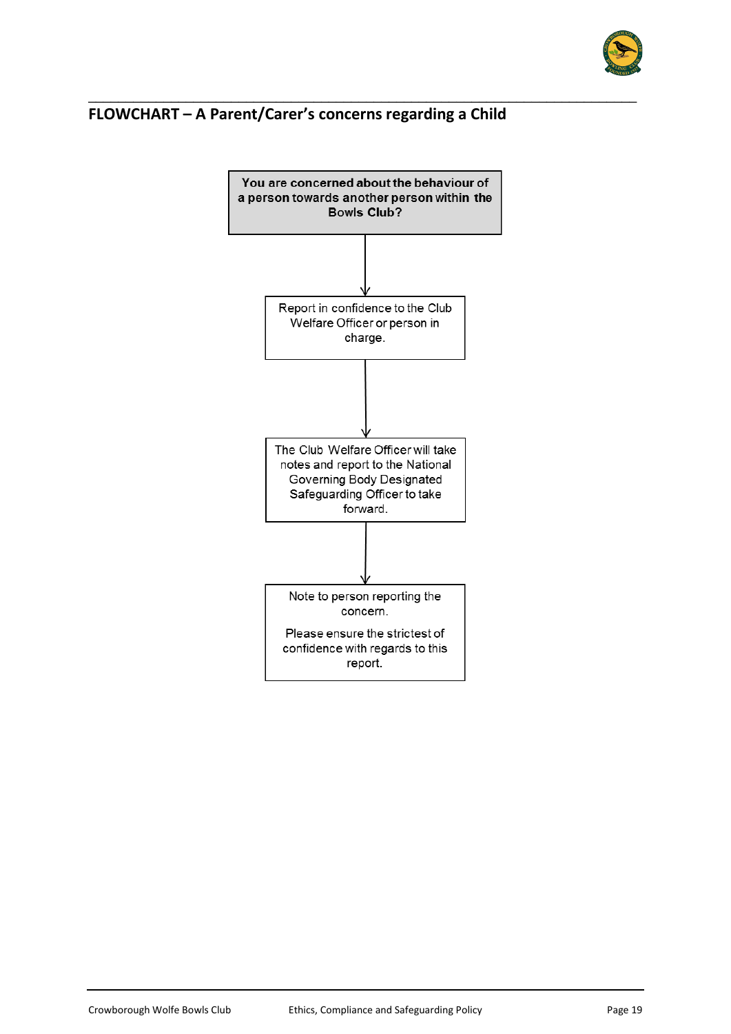## FLOWCHART – A Parent/Carer's concerns regarding a Child

**You are concerned about the behaviour of a person towards another person within the Bowls Club?**

↓

Report in confidence to the Club Welfare Officer or person in charge.

↓

The Club Welfare Officer will take notes and report to the National Governing Body Designated Safeguarding Officer to take forward.

↓

Note to person reporting the concern.

Please ensure the strictest of confidence with regards to this report.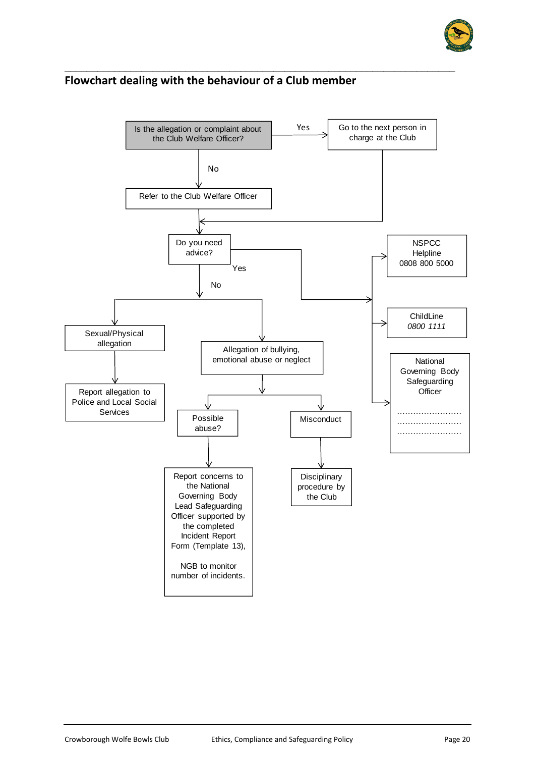## Flowchart dealing with the behaviour of a Club member

Is the allegation or complaint about the Club Welfare Officer?

Yes → Go to the next person in charge at the Club

No → Refer to the Club Welfare Officer

Do you need advice?

Yes →

- NSPCC Helpline 0808 800 5000
- ChildLine *0800 1111*
- National Governing Body Safeguarding Officer
  ……………………
  ……………………
  ……………………

No →

- Sexual/Physical allegation → Report allegation to Police and Local Social Services
- Allegation of bullying, emotional abuse or neglect
  - Possible abuse? → Report concerns to the National Governing Body Lead Safeguarding Officer supported by the completed Incident Report Form (Template 13), NGB to monitor number of incidents.
  - Misconduct → Disciplinary procedure by the Club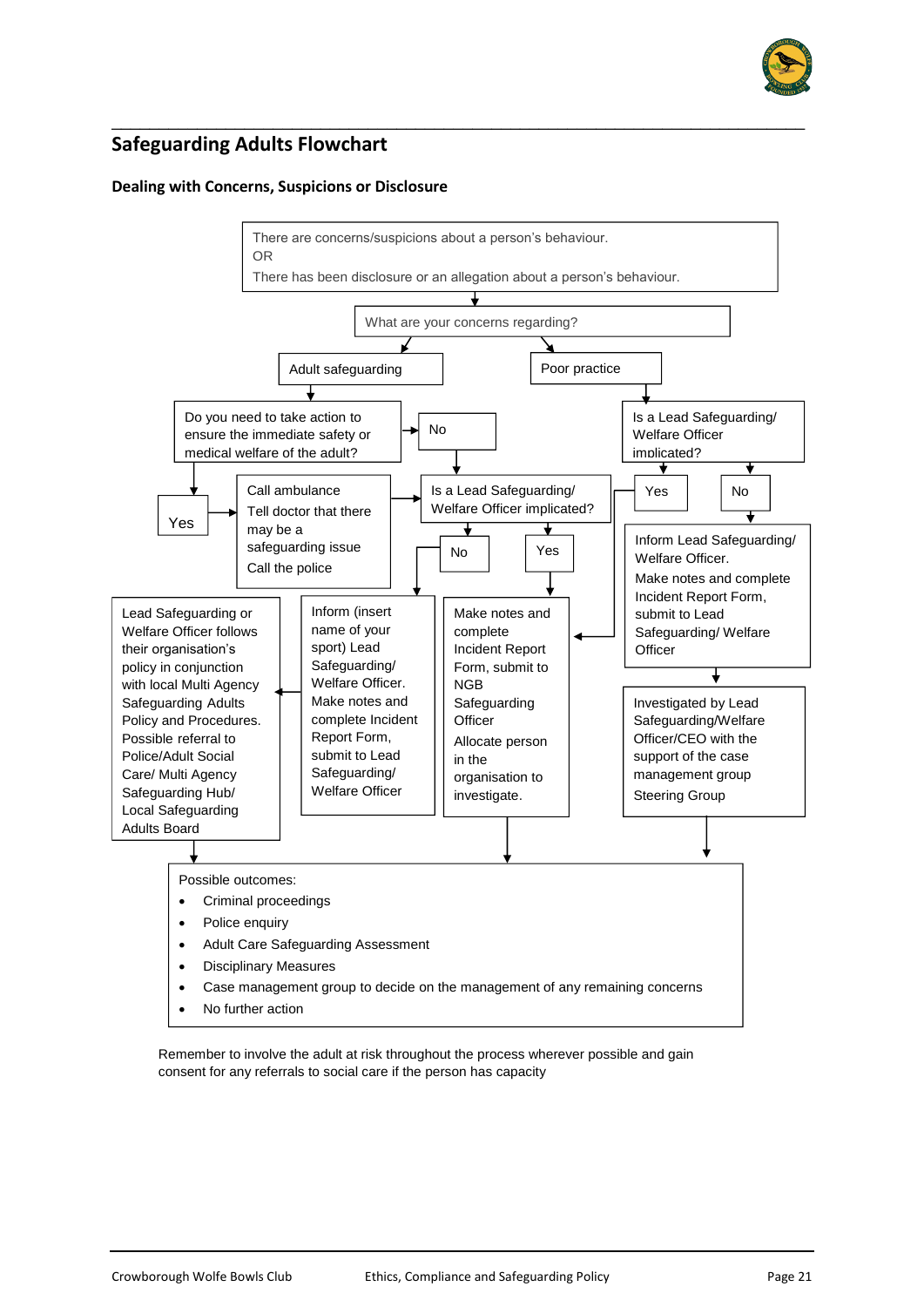## Safeguarding Adults Flowchart

**Dealing with Concerns, Suspicions or Disclosure**

There are concerns/suspicions about a person's behaviour.
OR
There has been disclosure or an allegation about a person's behaviour.

What are your concerns regarding?

- **Adult safeguarding**
  - Do you need to take action to ensure the immediate safety or medical welfare of the adult?
    - **Yes** → Call ambulance. Tell doctor that there may be a safeguarding issue. Call the police → Is a Lead Safeguarding/ Welfare Officer implicated?
    - **No** → Is a Lead Safeguarding/ Welfare Officer implicated?
      - **No** → Inform (insert name of your sport) Lead Safeguarding/ Welfare Officer. Make notes and complete Incident Report Form, submit to Lead Safeguarding/ Welfare Officer → Lead Safeguarding or Welfare Officer follows their organisation's policy in conjunction with local Multi Agency Safeguarding Adults Policy and Procedures. Possible referral to Police/Adult Social Care/ Multi Agency Safeguarding Hub/ Local Safeguarding Adults Board
      - **Yes** → Make notes and complete Incident Report Form, submit to NGB Safeguarding Officer. Allocate person in the organisation to investigate.
- **Poor practice**
  - Is a Lead Safeguarding/ Welfare Officer implicated?
    - **Yes** → Make notes and complete Incident Report Form, submit to NGB Safeguarding Officer. Allocate person in the organisation to investigate.
    - **No** → Inform Lead Safeguarding/ Welfare Officer. Make notes and complete Incident Report Form, submit to Lead Safeguarding/ Welfare Officer → Investigated by Lead Safeguarding/Welfare Officer/CEO with the support of the case management group. Steering Group

Possible outcomes:

- Criminal proceedings
- Police enquiry
- Adult Care Safeguarding Assessment
- Disciplinary Measures
- Case management group to decide on the management of any remaining concerns
- No further action

Remember to involve the adult at risk throughout the process wherever possible and gain consent for any referrals to social care if the person has capacity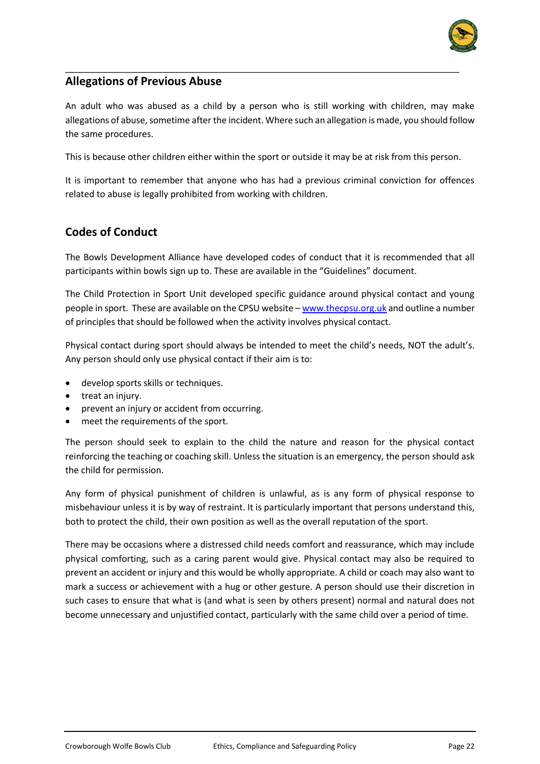## Allegations of Previous Abuse

An adult who was abused as a child by a person who is still working with children, may make allegations of abuse, sometime after the incident. Where such an allegation is made, you should follow the same procedures.

This is because other children either within the sport or outside it may be at risk from this person.

It is important to remember that anyone who has had a previous criminal conviction for offences related to abuse is legally prohibited from working with children.

## Codes of Conduct

The Bowls Development Alliance have developed codes of conduct that it is recommended that all participants within bowls sign up to. These are available in the "Guidelines" document.

The Child Protection in Sport Unit developed specific guidance around physical contact and young people in sport. These are available on the CPSU website – [www.thecpsu.org.uk](http://www.thecpsu.org.uk) and outline a number of principles that should be followed when the activity involves physical contact.

Physical contact during sport should always be intended to meet the child's needs, NOT the adult's. Any person should only use physical contact if their aim is to:

- develop sports skills or techniques.
- treat an injury.
- prevent an injury or accident from occurring.
- meet the requirements of the sport.

The person should seek to explain to the child the nature and reason for the physical contact reinforcing the teaching or coaching skill. Unless the situation is an emergency, the person should ask the child for permission.

Any form of physical punishment of children is unlawful, as is any form of physical response to misbehaviour unless it is by way of restraint. It is particularly important that persons understand this, both to protect the child, their own position as well as the overall reputation of the sport.

There may be occasions where a distressed child needs comfort and reassurance, which may include physical comforting, such as a caring parent would give. Physical contact may also be required to prevent an accident or injury and this would be wholly appropriate. A child or coach may also want to mark a success or achievement with a hug or other gesture. A person should use their discretion in such cases to ensure that what is (and what is seen by others present) normal and natural does not become unnecessary and unjustified contact, particularly with the same child over a period of time.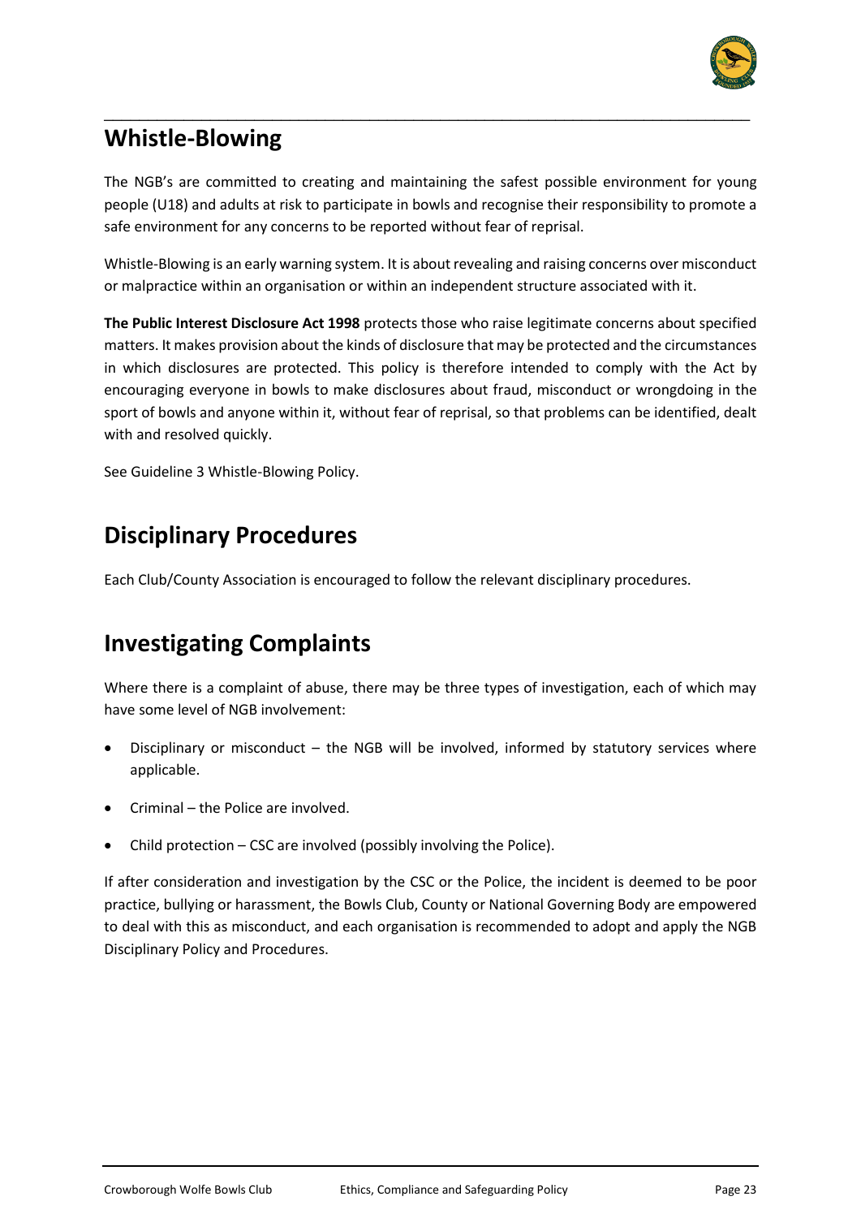## Whistle-Blowing

The NGB's are committed to creating and maintaining the safest possible environment for young people (U18) and adults at risk to participate in bowls and recognise their responsibility to promote a safe environment for any concerns to be reported without fear of reprisal.

Whistle-Blowing is an early warning system. It is about revealing and raising concerns over misconduct or malpractice within an organisation or within an independent structure associated with it.

**The Public Interest Disclosure Act 1998** protects those who raise legitimate concerns about specified matters. It makes provision about the kinds of disclosure that may be protected and the circumstances in which disclosures are protected. This policy is therefore intended to comply with the Act by encouraging everyone in bowls to make disclosures about fraud, misconduct or wrongdoing in the sport of bowls and anyone within it, without fear of reprisal, so that problems can be identified, dealt with and resolved quickly.

See Guideline 3 Whistle-Blowing Policy.

## Disciplinary Procedures

Each Club/County Association is encouraged to follow the relevant disciplinary procedures.

## Investigating Complaints

Where there is a complaint of abuse, there may be three types of investigation, each of which may have some level of NGB involvement:

- Disciplinary or misconduct – the NGB will be involved, informed by statutory services where applicable.
- Criminal – the Police are involved.
- Child protection – CSC are involved (possibly involving the Police).

If after consideration and investigation by the CSC or the Police, the incident is deemed to be poor practice, bullying or harassment, the Bowls Club, County or National Governing Body are empowered to deal with this as misconduct, and each organisation is recommended to adopt and apply the NGB Disciplinary Policy and Procedures.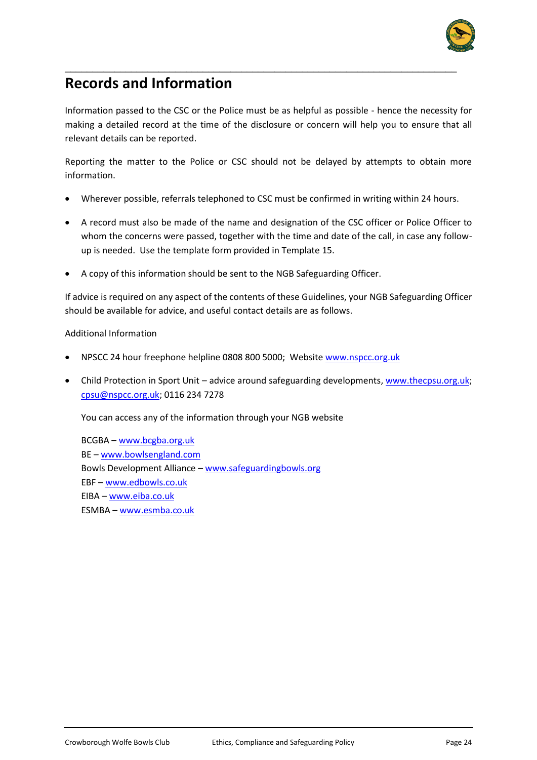# Records and Information

Information passed to the CSC or the Police must be as helpful as possible - hence the necessity for making a detailed record at the time of the disclosure or concern will help you to ensure that all relevant details can be reported.

Reporting the matter to the Police or CSC should not be delayed by attempts to obtain more information.

- Wherever possible, referrals telephoned to CSC must be confirmed in writing within 24 hours.
- A record must also be made of the name and designation of the CSC officer or Police Officer to whom the concerns were passed, together with the time and date of the call, in case any follow-up is needed. Use the template form provided in Template 15.
- A copy of this information should be sent to the NGB Safeguarding Officer.

If advice is required on any aspect of the contents of these Guidelines, your NGB Safeguarding Officer should be available for advice, and useful contact details are as follows.

Additional Information

- NPSCC 24 hour freephone helpline 0808 800 5000; Website www.nspcc.org.uk
- Child Protection in Sport Unit – advice around safeguarding developments, www.thecpsu.org.uk; cpsu@nspcc.org.uk; 0116 234 7278

  You can access any of the information through your NGB website

  BCGBA – www.bcgba.org.uk
  BE – www.bowlsengland.com
  Bowls Development Alliance – www.safeguardingbowls.org
  EBF – www.edbowls.co.uk
  EIBA – www.eiba.co.uk
  ESMBA – www.esmba.co.uk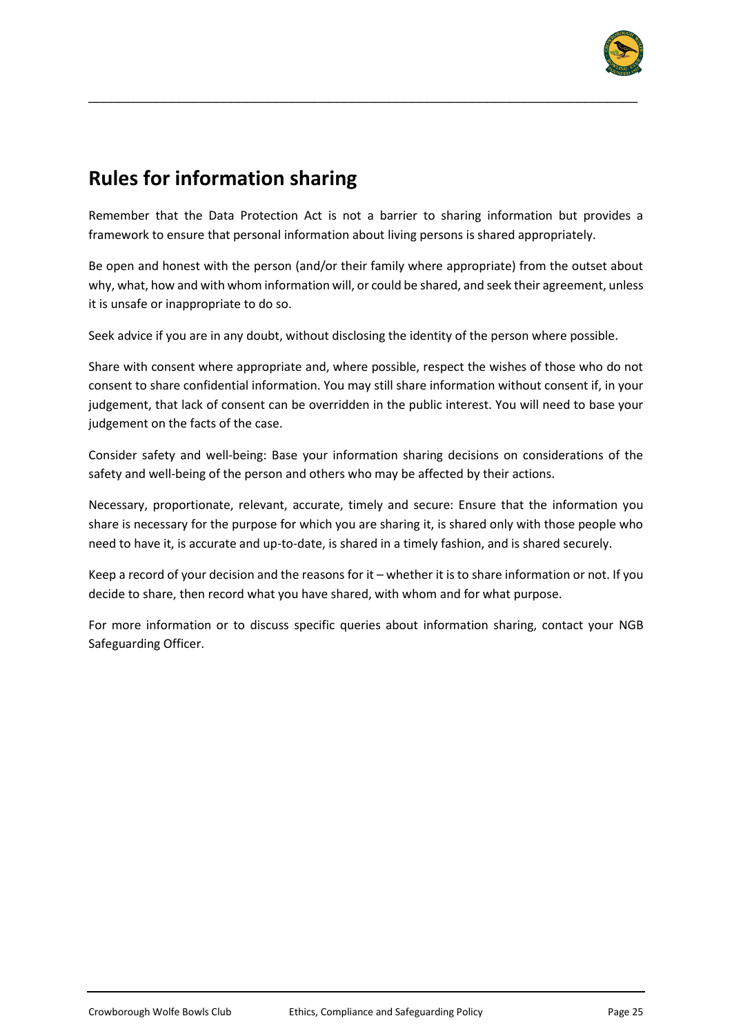## Rules for information sharing

Remember that the Data Protection Act is not a barrier to sharing information but provides a framework to ensure that personal information about living persons is shared appropriately.

Be open and honest with the person (and/or their family where appropriate) from the outset about why, what, how and with whom information will, or could be shared, and seek their agreement, unless it is unsafe or inappropriate to do so.

Seek advice if you are in any doubt, without disclosing the identity of the person where possible.

Share with consent where appropriate and, where possible, respect the wishes of those who do not consent to share confidential information. You may still share information without consent if, in your judgement, that lack of consent can be overridden in the public interest. You will need to base your judgement on the facts of the case.

Consider safety and well-being: Base your information sharing decisions on considerations of the safety and well-being of the person and others who may be affected by their actions.

Necessary, proportionate, relevant, accurate, timely and secure: Ensure that the information you share is necessary for the purpose for which you are sharing it, is shared only with those people who need to have it, is accurate and up-to-date, is shared in a timely fashion, and is shared securely.

Keep a record of your decision and the reasons for it – whether it is to share information or not. If you decide to share, then record what you have shared, with whom and for what purpose.

For more information or to discuss specific queries about information sharing, contact your NGB Safeguarding Officer.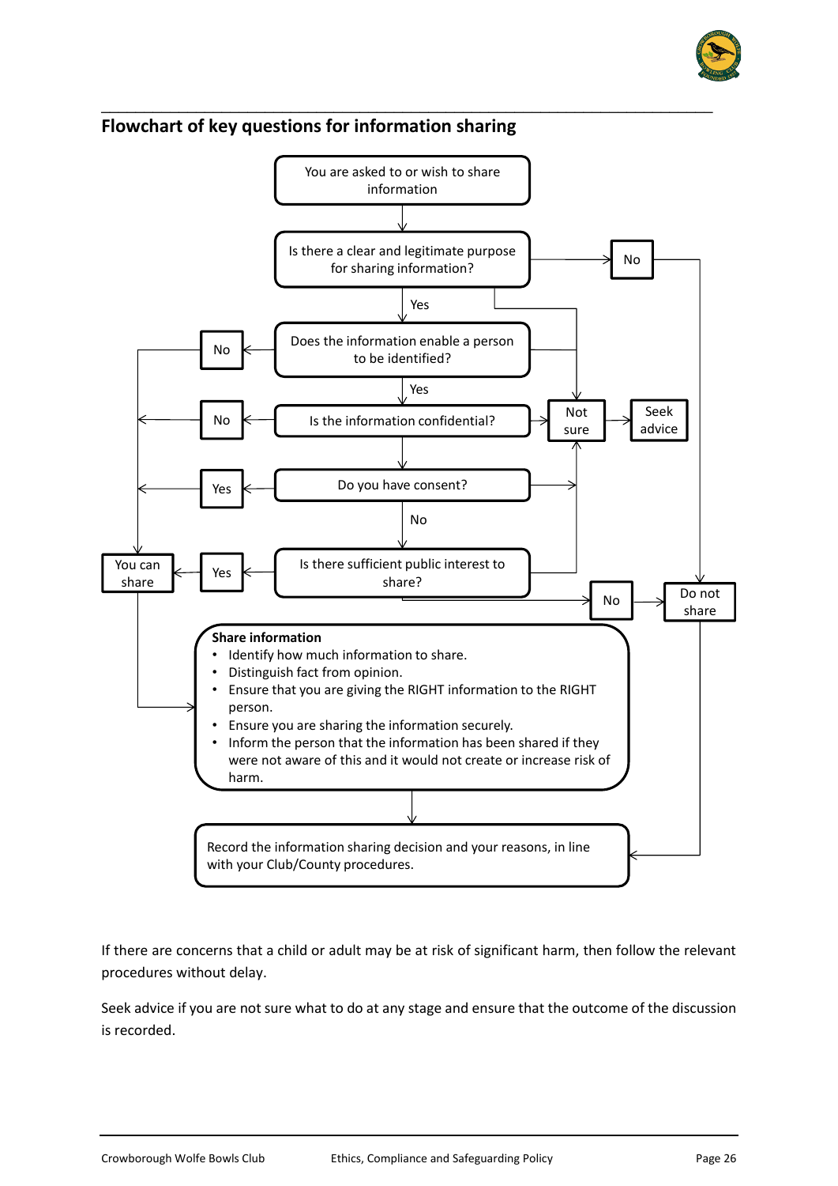## Flowchart of key questions for information sharing

You are asked to or wish to share information

Is there a clear and legitimate purpose for sharing information?

Yes

No

Does the information enable a person to be identified?

No

Yes

Is the information confidential?

No

Not sure

Seek advice

Do you have consent?

Yes

No

Is there sufficient public interest to share?

Yes

You can share

No

Do not share

**Share information**

- Identify how much information to share.
- Distinguish fact from opinion.
- Ensure that you are giving the RIGHT information to the RIGHT person.
- Ensure you are sharing the information securely.
- Inform the person that the information has been shared if they were not aware of this and it would not create or increase risk of harm.

Record the information sharing decision and your reasons, in line with your Club/County procedures.

If there are concerns that a child or adult may be at risk of significant harm, then follow the relevant procedures without delay.

Seek advice if you are not sure what to do at any stage and ensure that the outcome of the discussion is recorded.